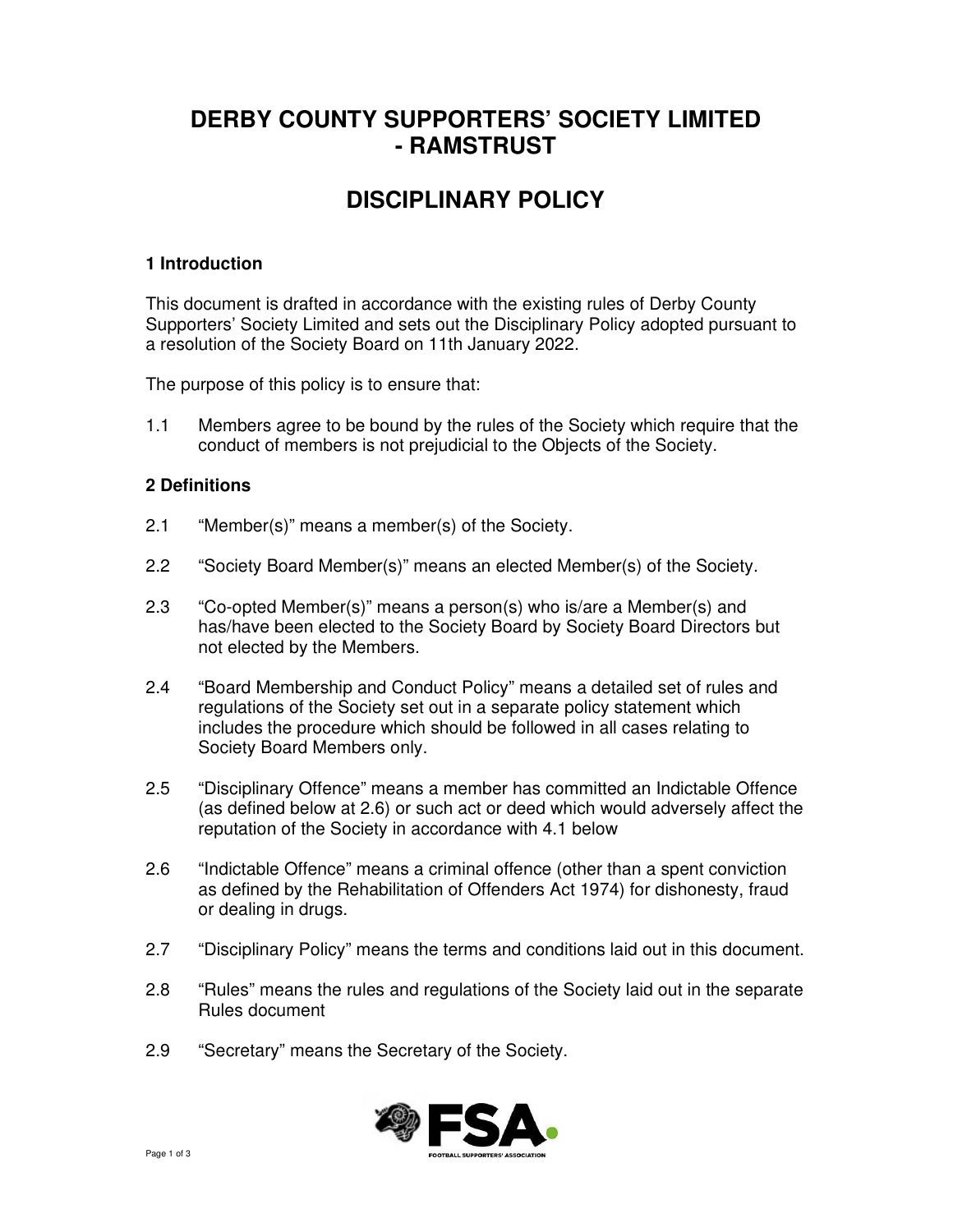# DERBY COUNTY SUPPORTERS' SOCIETY LIMITED - RAMSTRUST

# DISCIPLINARY POLICY

### 1 Introduction

This document is drafted in accordance with the existing rules of Derby County Supporters' Society Limited and sets out the Disciplinary Policy adopted pursuant to a resolution of the Society Board on 11th January 2022.

The purpose of this policy is to ensure that:

1.1 Members agree to be bound by the rules of the Society which require that the conduct of members is not prejudicial to the Objects of the Society.

### 2 Definitions

2.1 "Member(s)" means a member(s) of the Society.

2.2 "Society Board Member(s)" means an elected Member(s) of the Society.

2.3 "Co-opted Member(s)" means a person(s) who is/are a Member(s) and has/have been elected to the Society Board by Society Board Directors but not elected by the Members.

2.4 "Board Membership and Conduct Policy" means a detailed set of rules and regulations of the Society set out in a separate policy statement which includes the procedure which should be followed in all cases relating to Society Board Members only.

2.5 "Disciplinary Offence" means a member has committed an Indictable Offence (as defined below at 2.6) or such act or deed which would adversely affect the reputation of the Society in accordance with 4.1 below

2.6 "Indictable Offence" means a criminal offence (other than a spent conviction as defined by the Rehabilitation of Offenders Act 1974) for dishonesty, fraud or dealing in drugs.

2.7 "Disciplinary Policy" means the terms and conditions laid out in this document.

2.8 "Rules" means the rules and regulations of the Society laid out in the separate Rules document

2.9 "Secretary" means the Secretary of the Society.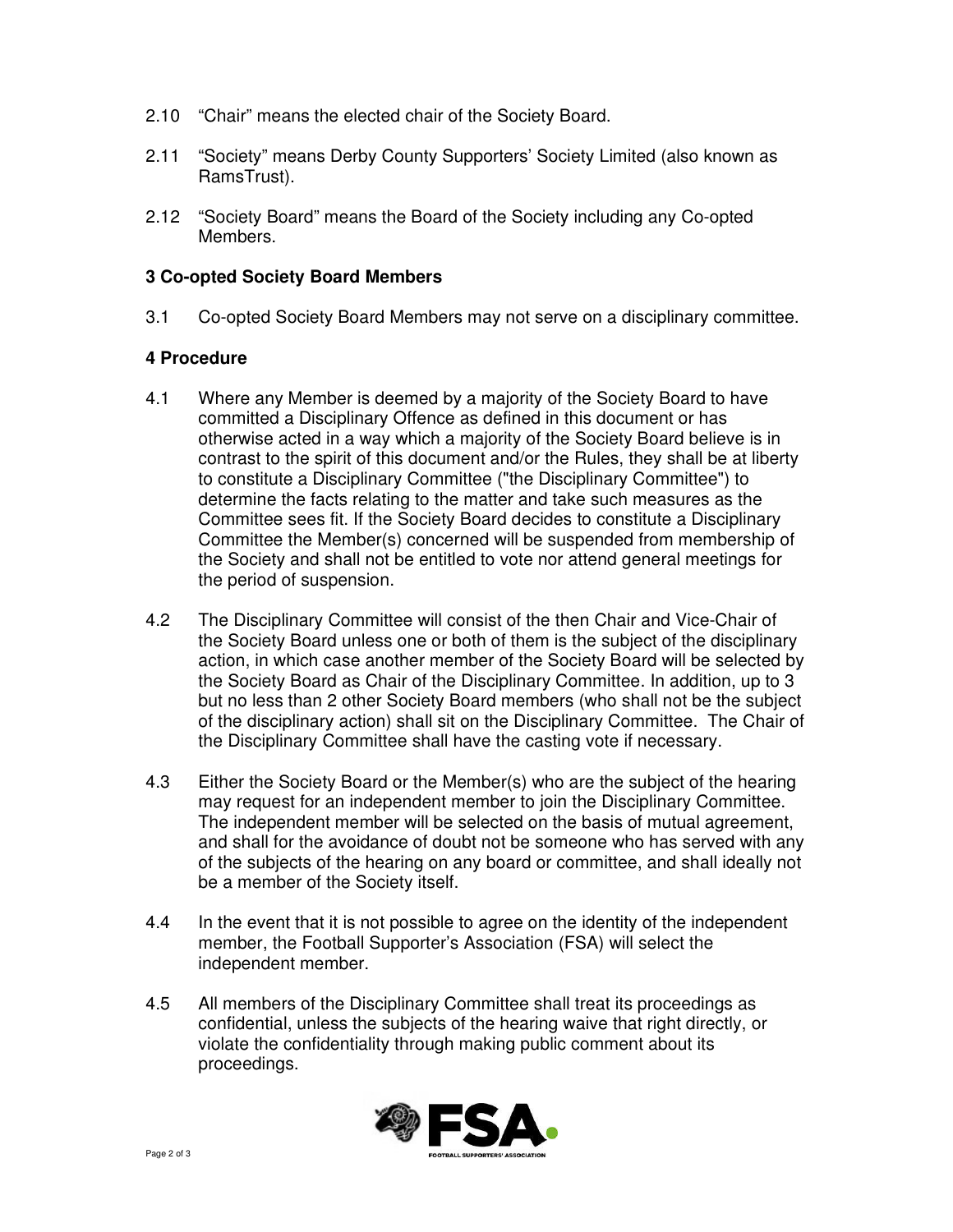2.10 "Chair" means the elected chair of the Society Board.

2.11 "Society" means Derby County Supporters' Society Limited (also known as RamsTrust).

2.12 "Society Board" means the Board of the Society including any Co-opted Members.

## 3 Co-opted Society Board Members

3.1 Co-opted Society Board Members may not serve on a disciplinary committee.

## 4 Procedure

4.1 Where any Member is deemed by a majority of the Society Board to have committed a Disciplinary Offence as defined in this document or has otherwise acted in a way which a majority of the Society Board believe is in contrast to the spirit of this document and/or the Rules, they shall be at liberty to constitute a Disciplinary Committee ("the Disciplinary Committee") to determine the facts relating to the matter and take such measures as the Committee sees fit. If the Society Board decides to constitute a Disciplinary Committee the Member(s) concerned will be suspended from membership of the Society and shall not be entitled to vote nor attend general meetings for the period of suspension.

4.2 The Disciplinary Committee will consist of the then Chair and Vice-Chair of the Society Board unless one or both of them is the subject of the disciplinary action, in which case another member of the Society Board will be selected by the Society Board as Chair of the Disciplinary Committee. In addition, up to 3 but no less than 2 other Society Board members (who shall not be the subject of the disciplinary action) shall sit on the Disciplinary Committee. The Chair of the Disciplinary Committee shall have the casting vote if necessary.

4.3 Either the Society Board or the Member(s) who are the subject of the hearing may request for an independent member to join the Disciplinary Committee. The independent member will be selected on the basis of mutual agreement, and shall for the avoidance of doubt not be someone who has served with any of the subjects of the hearing on any board or committee, and shall ideally not be a member of the Society itself.

4.4 In the event that it is not possible to agree on the identity of the independent member, the Football Supporter's Association (FSA) will select the independent member.

4.5 All members of the Disciplinary Committee shall treat its proceedings as confidential, unless the subjects of the hearing waive that right directly, or violate the confidentiality through making public comment about its proceedings.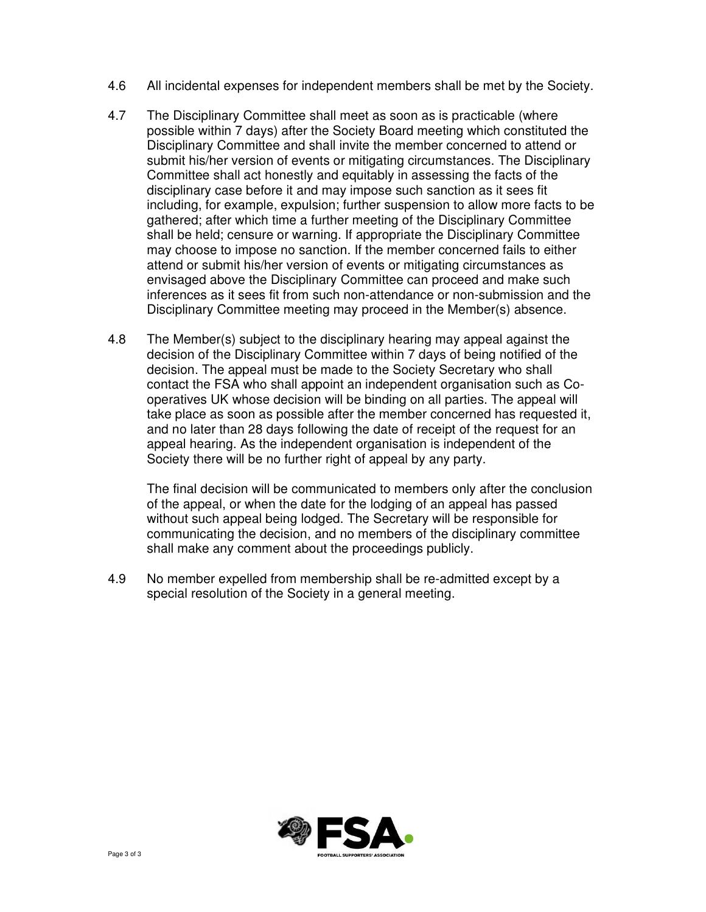4.6 All incidental expenses for independent members shall be met by the Society.

4.7 The Disciplinary Committee shall meet as soon as is practicable (where possible within 7 days) after the Society Board meeting which constituted the Disciplinary Committee and shall invite the member concerned to attend or submit his/her version of events or mitigating circumstances. The Disciplinary Committee shall act honestly and equitably in assessing the facts of the disciplinary case before it and may impose such sanction as it sees fit including, for example, expulsion; further suspension to allow more facts to be gathered; after which time a further meeting of the Disciplinary Committee shall be held; censure or warning. If appropriate the Disciplinary Committee may choose to impose no sanction. If the member concerned fails to either attend or submit his/her version of events or mitigating circumstances as envisaged above the Disciplinary Committee can proceed and make such inferences as it sees fit from such non-attendance or non-submission and the Disciplinary Committee meeting may proceed in the Member(s) absence.

4.8 The Member(s) subject to the disciplinary hearing may appeal against the decision of the Disciplinary Committee within 7 days of being notified of the decision. The appeal must be made to the Society Secretary who shall contact the FSA who shall appoint an independent organisation such as Co-operatives UK whose decision will be binding on all parties. The appeal will take place as soon as possible after the member concerned has requested it, and no later than 28 days following the date of receipt of the request for an appeal hearing. As the independent organisation is independent of the Society there will be no further right of appeal by any party.

The final decision will be communicated to members only after the conclusion of the appeal, or when the date for the lodging of an appeal has passed without such appeal being lodged. The Secretary will be responsible for communicating the decision, and no members of the disciplinary committee shall make any comment about the proceedings publicly.

4.9 No member expelled from membership shall be re-admitted except by a special resolution of the Society in a general meeting.